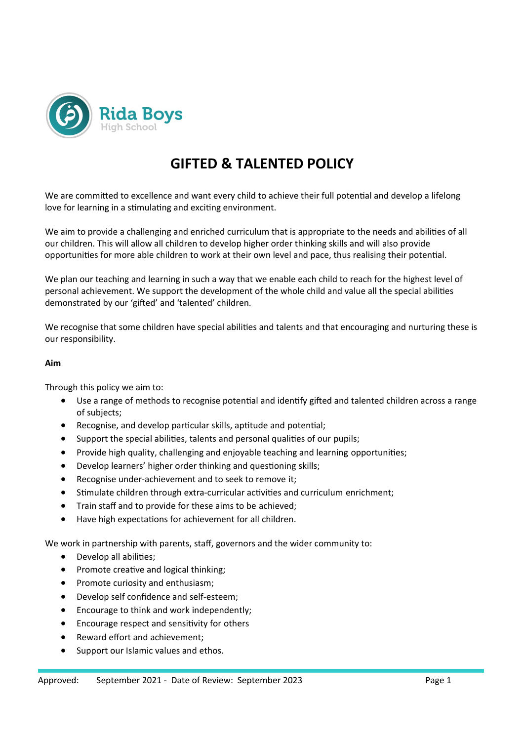Rida Boys High School

# GIFTED & TALENTED POLICY

We are committed to excellence and want every child to achieve their full potential and develop a lifelong love for learning in a stimulating and exciting environment.

We aim to provide a challenging and enriched curriculum that is appropriate to the needs and abilities of all our children. This will allow all children to develop higher order thinking skills and will also provide opportunities for more able children to work at their own level and pace, thus realising their potential.

We plan our teaching and learning in such a way that we enable each child to reach for the highest level of personal achievement. We support the development of the whole child and value all the special abilities demonstrated by our 'gifted' and 'talented' children.

We recognise that some children have special abilities and talents and that encouraging and nurturing these is our responsibility.

**Aim**

Through this policy we aim to:

- Use a range of methods to recognise potential and identify gifted and talented children across a range of subjects;
- Recognise, and develop particular skills, aptitude and potential;
- Support the special abilities, talents and personal qualities of our pupils;
- Provide high quality, challenging and enjoyable teaching and learning opportunities;
- Develop learners' higher order thinking and questioning skills;
- Recognise under-achievement and to seek to remove it;
- Stimulate children through extra-curricular activities and curriculum enrichment;
- Train staff and to provide for these aims to be achieved;
- Have high expectations for achievement for all children.

We work in partnership with parents, staff, governors and the wider community to:

- Develop all abilities;
- Promote creative and logical thinking;
- Promote curiosity and enthusiasm;
- Develop self confidence and self-esteem;
- Encourage to think and work independently;
- Encourage respect and sensitivity for others
- Reward effort and achievement;
- Support our Islamic values and ethos.

Approved: September 2021 - Date of Review: September 2023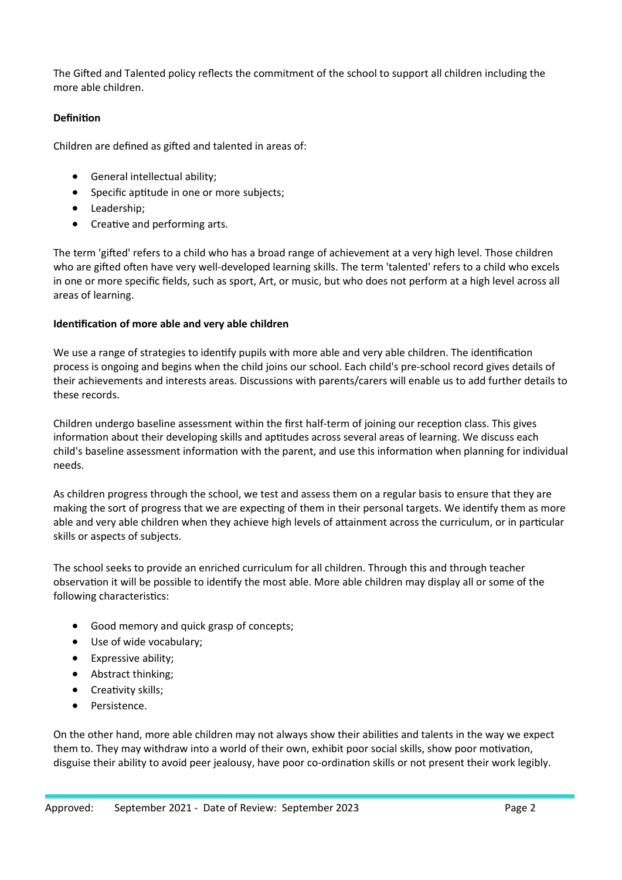The Gifted and Talented policy reflects the commitment of the school to support all children including the more able children.

**Definition**

Children are defined as gifted and talented in areas of:

- General intellectual ability;
- Specific aptitude in one or more subjects;
- Leadership;
- Creative and performing arts.

The term 'gifted' refers to a child who has a broad range of achievement at a very high level. Those children who are gifted often have very well-developed learning skills. The term 'talented' refers to a child who excels in one or more specific fields, such as sport, Art, or music, but who does not perform at a high level across all areas of learning.

**Identification of more able and very able children**

We use a range of strategies to identify pupils with more able and very able children. The identification process is ongoing and begins when the child joins our school. Each child's pre-school record gives details of their achievements and interests areas. Discussions with parents/carers will enable us to add further details to these records.

Children undergo baseline assessment within the first half-term of joining our reception class. This gives information about their developing skills and aptitudes across several areas of learning. We discuss each child's baseline assessment information with the parent, and use this information when planning for individual needs.

As children progress through the school, we test and assess them on a regular basis to ensure that they are making the sort of progress that we are expecting of them in their personal targets. We identify them as more able and very able children when they achieve high levels of attainment across the curriculum, or in particular skills or aspects of subjects.

The school seeks to provide an enriched curriculum for all children. Through this and through teacher observation it will be possible to identify the most able. More able children may display all or some of the following characteristics:

- Good memory and quick grasp of concepts;
- Use of wide vocabulary;
- Expressive ability;
- Abstract thinking;
- Creativity skills;
- Persistence.

On the other hand, more able children may not always show their abilities and talents in the way we expect them to. They may withdraw into a world of their own, exhibit poor social skills, show poor motivation, disguise their ability to avoid peer jealousy, have poor co-ordination skills or not present their work legibly.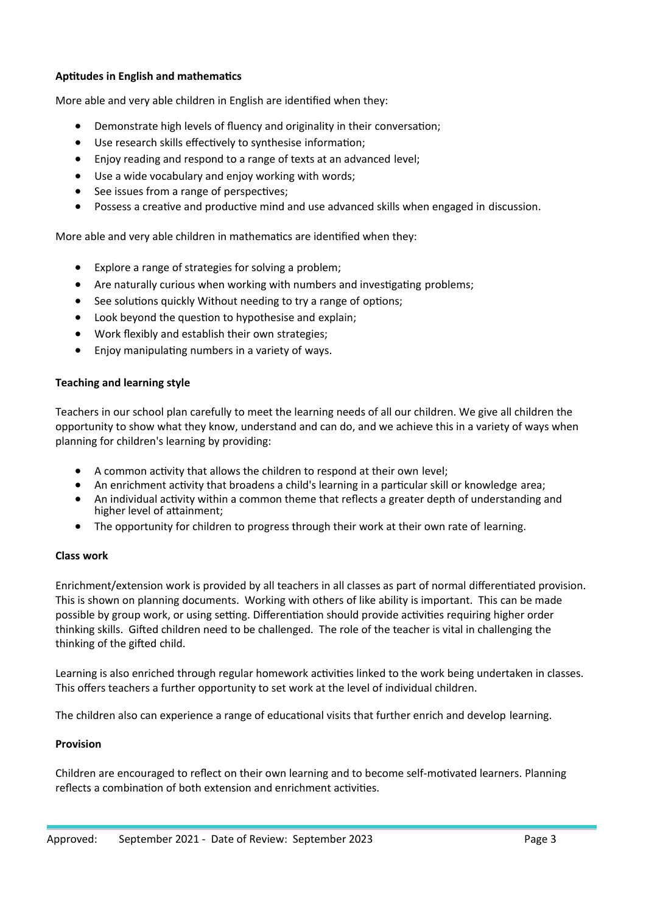**Aptitudes in English and mathematics**

More able and very able children in English are identified when they:

- Demonstrate high levels of fluency and originality in their conversation;
- Use research skills effectively to synthesise information;
- Enjoy reading and respond to a range of texts at an advanced level;
- Use a wide vocabulary and enjoy working with words;
- See issues from a range of perspectives;
- Possess a creative and productive mind and use advanced skills when engaged in discussion.

More able and very able children in mathematics are identified when they:

- Explore a range of strategies for solving a problem;
- Are naturally curious when working with numbers and investigating problems;
- See solutions quickly Without needing to try a range of options;
- Look beyond the question to hypothesise and explain;
- Work flexibly and establish their own strategies;
- Enjoy manipulating numbers in a variety of ways.

**Teaching and learning style**

Teachers in our school plan carefully to meet the learning needs of all our children. We give all children the opportunity to show what they know, understand and can do, and we achieve this in a variety of ways when planning for children's learning by providing:

- A common activity that allows the children to respond at their own level;
- An enrichment activity that broadens a child's learning in a particular skill or knowledge area;
- An individual activity within a common theme that reflects a greater depth of understanding and higher level of attainment;
- The opportunity for children to progress through their work at their own rate of learning.

**Class work**

Enrichment/extension work is provided by all teachers in all classes as part of normal differentiated provision. This is shown on planning documents. Working with others of like ability is important. This can be made possible by group work, or using setting. Differentiation should provide activities requiring higher order thinking skills. Gifted children need to be challenged. The role of the teacher is vital in challenging the thinking of the gifted child.

Learning is also enriched through regular homework activities linked to the work being undertaken in classes. This offers teachers a further opportunity to set work at the level of individual children.

The children also can experience a range of educational visits that further enrich and develop learning.

**Provision**

Children are encouraged to reflect on their own learning and to become self-motivated learners. Planning reflects a combination of both extension and enrichment activities.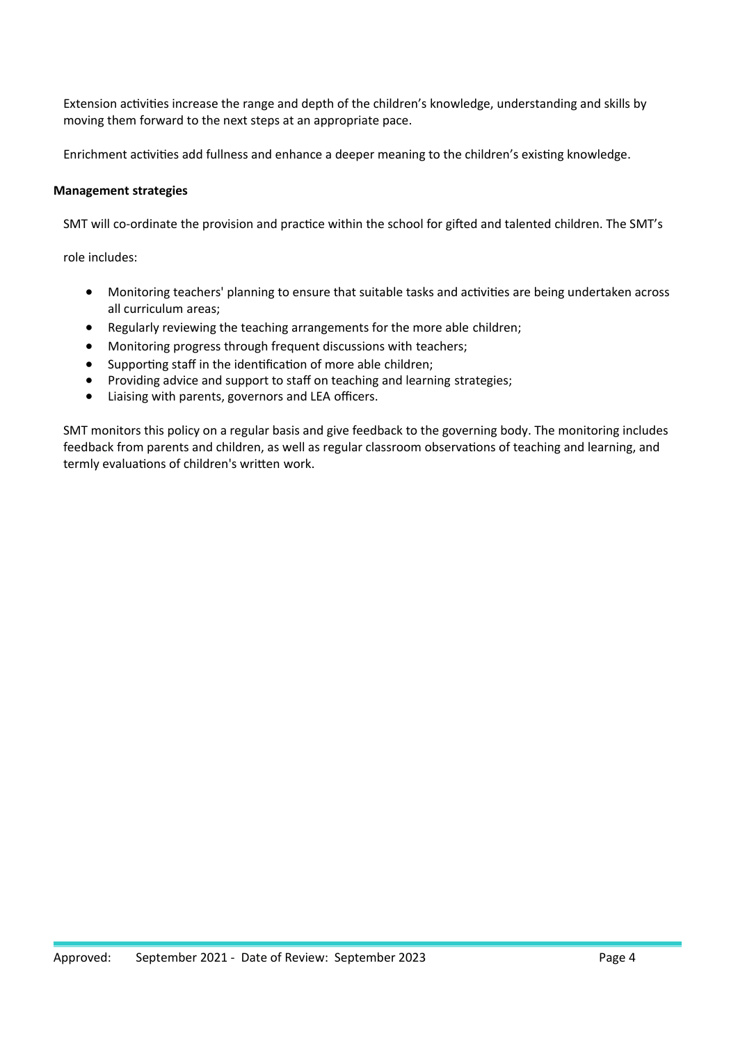Extension activities increase the range and depth of the children's knowledge, understanding and skills by moving them forward to the next steps at an appropriate pace.

Enrichment activities add fullness and enhance a deeper meaning to the children's existing knowledge.

**Management strategies**

SMT will co-ordinate the provision and practice within the school for gifted and talented children. The SMT's role includes:

- Monitoring teachers' planning to ensure that suitable tasks and activities are being undertaken across all curriculum areas;
- Regularly reviewing the teaching arrangements for the more able children;
- Monitoring progress through frequent discussions with teachers;
- Supporting staff in the identification of more able children;
- Providing advice and support to staff on teaching and learning strategies;
- Liaising with parents, governors and LEA officers.

SMT monitors this policy on a regular basis and give feedback to the governing body. The monitoring includes feedback from parents and children, as well as regular classroom observations of teaching and learning, and termly evaluations of children's written work.